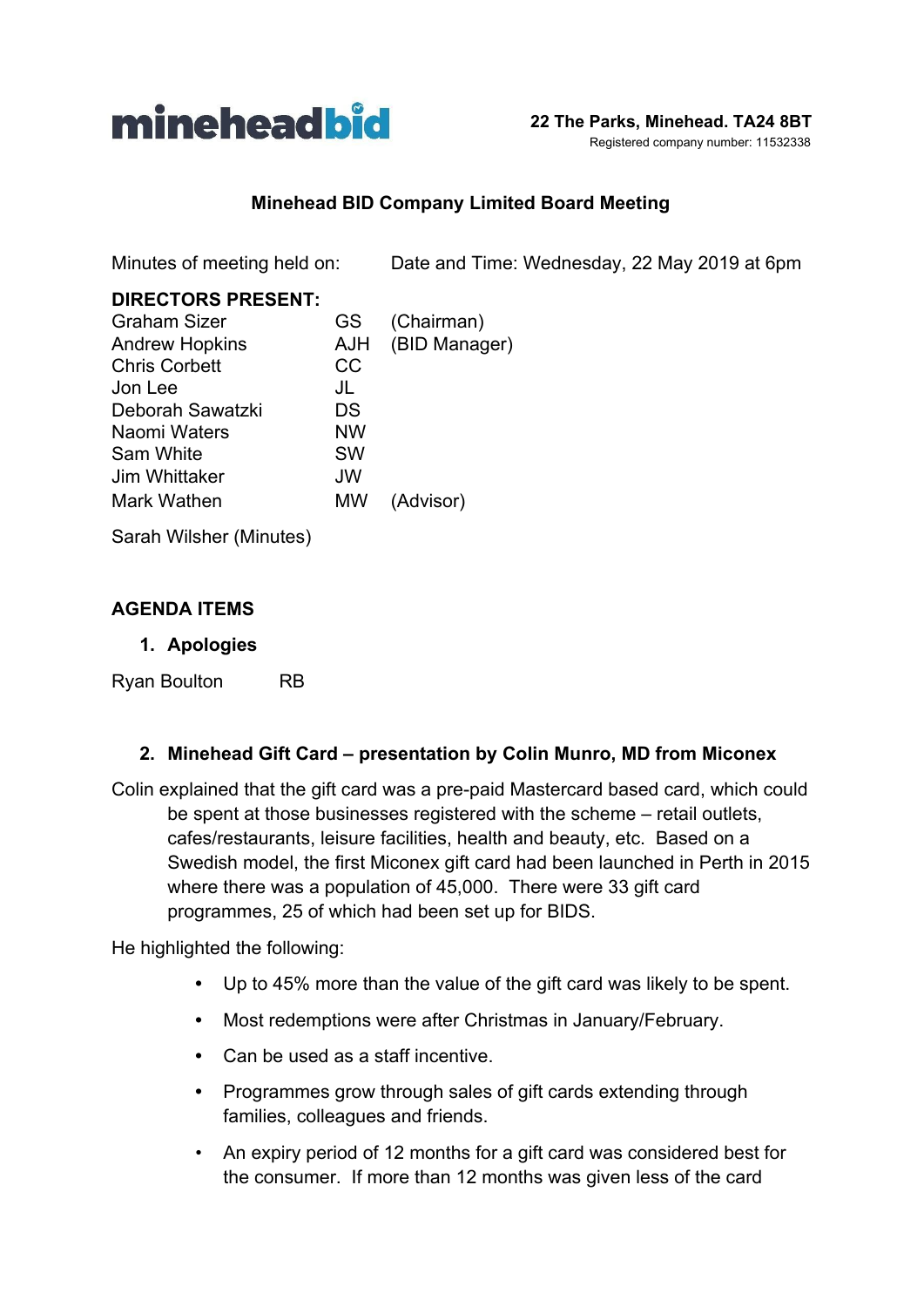minehead**bid**

**22 The Parks, Minehead. TA24 8BT**
Registered company number: 11532338

## Minehead BID Company Limited Board Meeting

Minutes of meeting held on: Date and Time: Wednesday, 22 May 2019 at 6pm

**DIRECTORS PRESENT:**

| | | |
|---|---|---|
| Graham Sizer | GS | (Chairman) |
| Andrew Hopkins | AJH | (BID Manager) |
| Chris Corbett | CC | |
| Jon Lee | JL | |
| Deborah Sawatzki | DS | |
| Naomi Waters | NW | |
| Sam White | SW | |
| Jim Whittaker | JW | |
| Mark Wathen | MW | (Advisor) |

Sarah Wilsher (Minutes)

### AGENDA ITEMS

1. **Apologies**

Ryan Boulton RB

2. **Minehead Gift Card – presentation by Colin Munro, MD from Miconex**

Colin explained that the gift card was a pre-paid Mastercard based card, which could be spent at those businesses registered with the scheme – retail outlets, cafes/restaurants, leisure facilities, health and beauty, etc. Based on a Swedish model, the first Miconex gift card had been launched in Perth in 2015 where there was a population of 45,000. There were 33 gift card programmes, 25 of which had been set up for BIDS.

He highlighted the following:

- Up to 45% more than the value of the gift card was likely to be spent.
- Most redemptions were after Christmas in January/February.
- Can be used as a staff incentive.
- Programmes grow through sales of gift cards extending through families, colleagues and friends.
- An expiry period of 12 months for a gift card was considered best for the consumer. If more than 12 months was given less of the card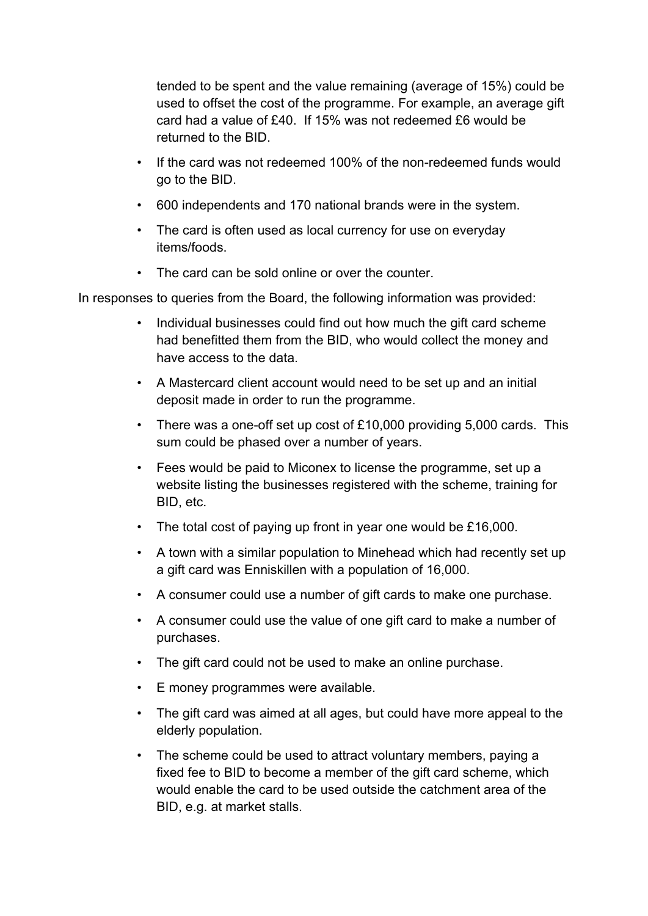tended to be spent and the value remaining (average of 15%) could be used to offset the cost of the programme. For example, an average gift card had a value of £40. If 15% was not redeemed £6 would be returned to the BID.

- If the card was not redeemed 100% of the non-redeemed funds would go to the BID.
- 600 independents and 170 national brands were in the system.
- The card is often used as local currency for use on everyday items/foods.
- The card can be sold online or over the counter.

In responses to queries from the Board, the following information was provided:

- Individual businesses could find out how much the gift card scheme had benefitted them from the BID, who would collect the money and have access to the data.
- A Mastercard client account would need to be set up and an initial deposit made in order to run the programme.
- There was a one-off set up cost of £10,000 providing 5,000 cards. This sum could be phased over a number of years.
- Fees would be paid to Miconex to license the programme, set up a website listing the businesses registered with the scheme, training for BID, etc.
- The total cost of paying up front in year one would be £16,000.
- A town with a similar population to Minehead which had recently set up a gift card was Enniskillen with a population of 16,000.
- A consumer could use a number of gift cards to make one purchase.
- A consumer could use the value of one gift card to make a number of purchases.
- The gift card could not be used to make an online purchase.
- E money programmes were available.
- The gift card was aimed at all ages, but could have more appeal to the elderly population.
- The scheme could be used to attract voluntary members, paying a fixed fee to BID to become a member of the gift card scheme, which would enable the card to be used outside the catchment area of the BID, e.g. at market stalls.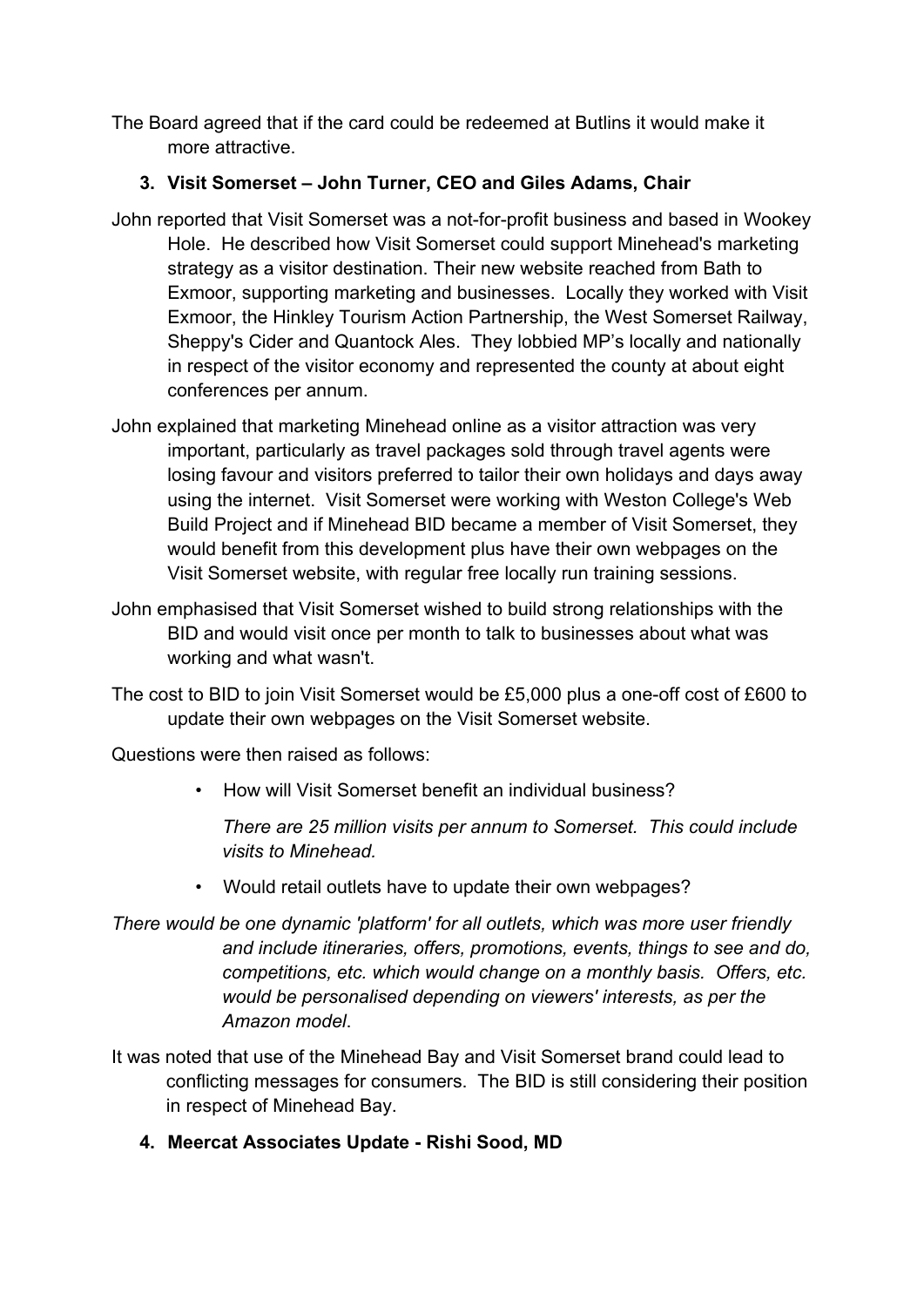The Board agreed that if the card could be redeemed at Butlins it would make it more attractive.

**3. Visit Somerset – John Turner, CEO and Giles Adams, Chair**

John reported that Visit Somerset was a not-for-profit business and based in Wookey Hole. He described how Visit Somerset could support Minehead's marketing strategy as a visitor destination. Their new website reached from Bath to Exmoor, supporting marketing and businesses. Locally they worked with Visit Exmoor, the Hinkley Tourism Action Partnership, the West Somerset Railway, Sheppy's Cider and Quantock Ales. They lobbied MP's locally and nationally in respect of the visitor economy and represented the county at about eight conferences per annum.

John explained that marketing Minehead online as a visitor attraction was very important, particularly as travel packages sold through travel agents were losing favour and visitors preferred to tailor their own holidays and days away using the internet. Visit Somerset were working with Weston College's Web Build Project and if Minehead BID became a member of Visit Somerset, they would benefit from this development plus have their own webpages on the Visit Somerset website, with regular free locally run training sessions.

John emphasised that Visit Somerset wished to build strong relationships with the BID and would visit once per month to talk to businesses about what was working and what wasn't.

The cost to BID to join Visit Somerset would be £5,000 plus a one-off cost of £600 to update their own webpages on the Visit Somerset website.

Questions were then raised as follows:

- How will Visit Somerset benefit an individual business?

  *There are 25 million visits per annum to Somerset. This could include visits to Minehead.*

- Would retail outlets have to update their own webpages?

*There would be one dynamic 'platform' for all outlets, which was more user friendly and include itineraries, offers, promotions, events, things to see and do, competitions, etc. which would change on a monthly basis. Offers, etc. would be personalised depending on viewers' interests, as per the Amazon model*.

It was noted that use of the Minehead Bay and Visit Somerset brand could lead to conflicting messages for consumers. The BID is still considering their position in respect of Minehead Bay.

**4. Meercat Associates Update - Rishi Sood, MD**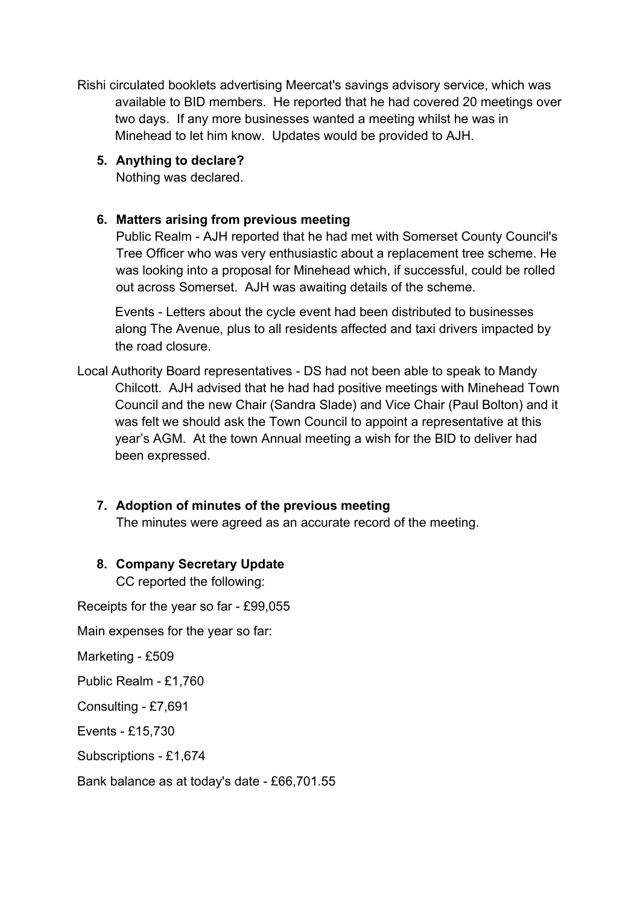Rishi circulated booklets advertising Meercat's savings advisory service, which was available to BID members. He reported that he had covered 20 meetings over two days. If any more businesses wanted a meeting whilst he was in Minehead to let him know. Updates would be provided to AJH.

5. **Anything to declare?**
   Nothing was declared.

6. **Matters arising from previous meeting**
   Public Realm - AJH reported that he had met with Somerset County Council's Tree Officer who was very enthusiastic about a replacement tree scheme. He was looking into a proposal for Minehead which, if successful, could be rolled out across Somerset. AJH was awaiting details of the scheme.

   Events - Letters about the cycle event had been distributed to businesses along The Avenue, plus to all residents affected and taxi drivers impacted by the road closure.

Local Authority Board representatives - DS had not been able to speak to Mandy Chilcott. AJH advised that he had had positive meetings with Minehead Town Council and the new Chair (Sandra Slade) and Vice Chair (Paul Bolton) and it was felt we should ask the Town Council to appoint a representative at this year's AGM. At the town Annual meeting a wish for the BID to deliver had been expressed.

7. **Adoption of minutes of the previous meeting**
   The minutes were agreed as an accurate record of the meeting.

8. **Company Secretary Update**
   CC reported the following:

Receipts for the year so far - £99,055

Main expenses for the year so far:

Marketing - £509

Public Realm - £1,760

Consulting - £7,691

Events - £15,730

Subscriptions - £1,674

Bank balance as at today's date - £66,701.55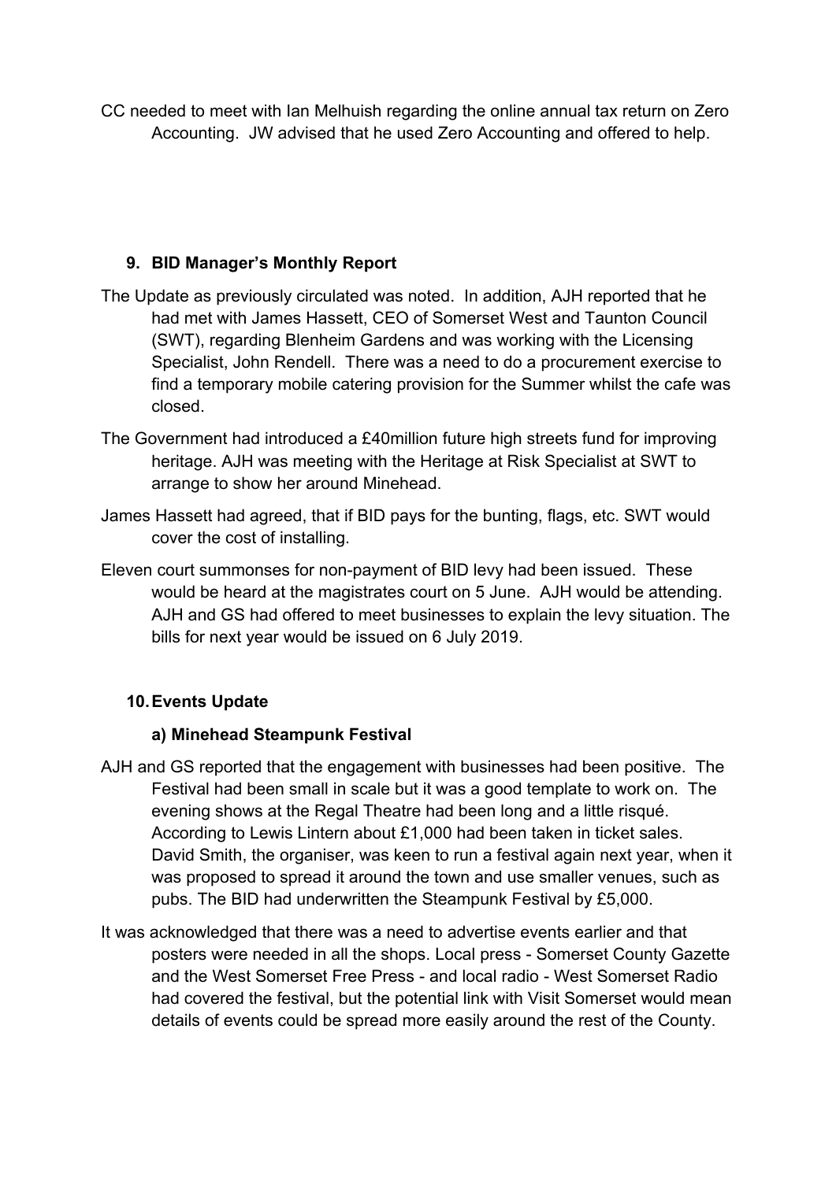CC needed to meet with Ian Melhuish regarding the online annual tax return on Zero Accounting. JW advised that he used Zero Accounting and offered to help.

## 9. BID Manager's Monthly Report

The Update as previously circulated was noted. In addition, AJH reported that he had met with James Hassett, CEO of Somerset West and Taunton Council (SWT), regarding Blenheim Gardens and was working with the Licensing Specialist, John Rendell. There was a need to do a procurement exercise to find a temporary mobile catering provision for the Summer whilst the cafe was closed.

The Government had introduced a £40million future high streets fund for improving heritage. AJH was meeting with the Heritage at Risk Specialist at SWT to arrange to show her around Minehead.

James Hassett had agreed, that if BID pays for the bunting, flags, etc. SWT would cover the cost of installing.

Eleven court summonses for non-payment of BID levy had been issued. These would be heard at the magistrates court on 5 June. AJH would be attending. AJH and GS had offered to meet businesses to explain the levy situation. The bills for next year would be issued on 6 July 2019.

## 10. Events Update

### a) Minehead Steampunk Festival

AJH and GS reported that the engagement with businesses had been positive. The Festival had been small in scale but it was a good template to work on. The evening shows at the Regal Theatre had been long and a little risqué. According to Lewis Lintern about £1,000 had been taken in ticket sales. David Smith, the organiser, was keen to run a festival again next year, when it was proposed to spread it around the town and use smaller venues, such as pubs. The BID had underwritten the Steampunk Festival by £5,000.

It was acknowledged that there was a need to advertise events earlier and that posters were needed in all the shops. Local press - Somerset County Gazette and the West Somerset Free Press - and local radio - West Somerset Radio had covered the festival, but the potential link with Visit Somerset would mean details of events could be spread more easily around the rest of the County.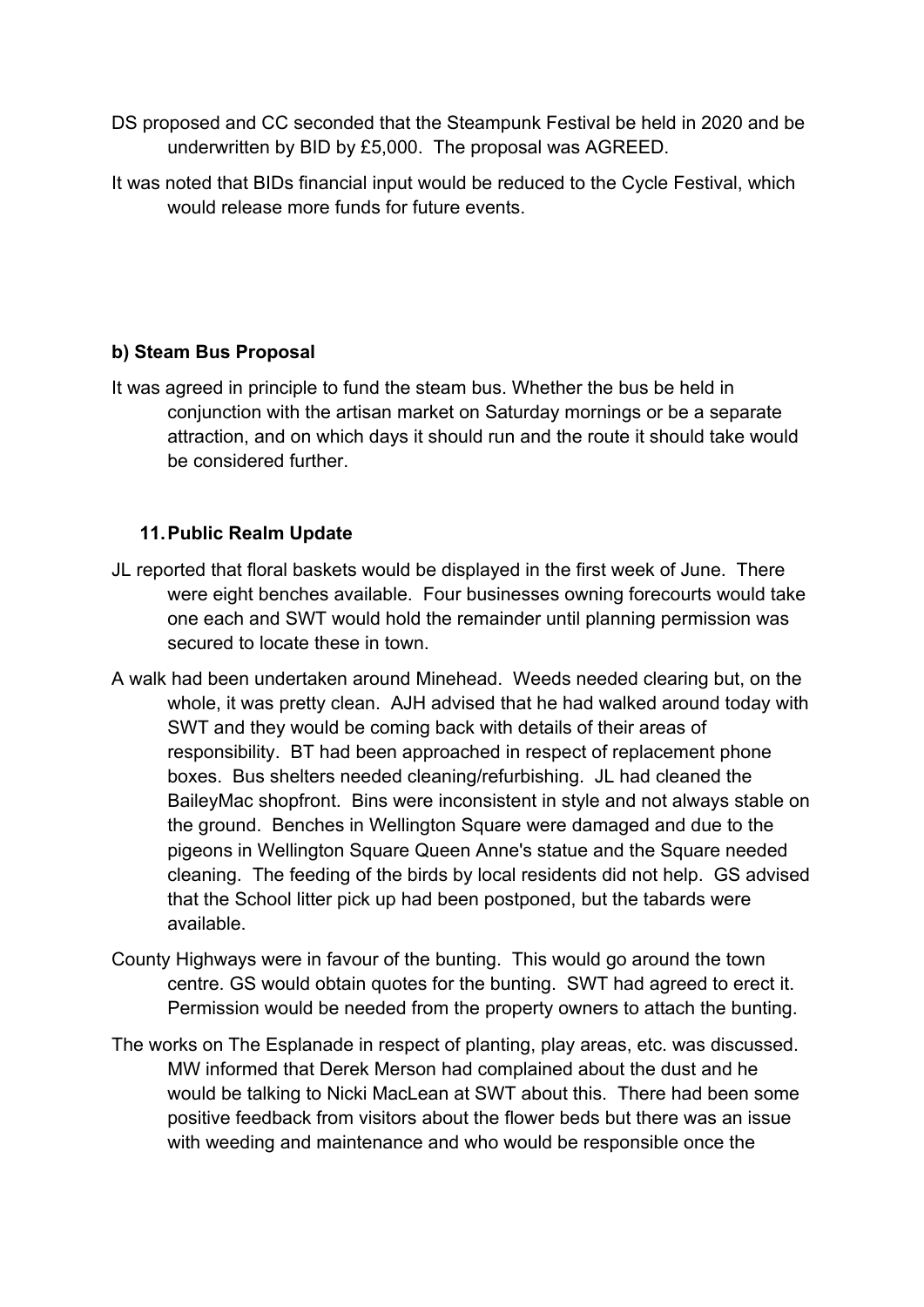DS proposed and CC seconded that the Steampunk Festival be held in 2020 and be underwritten by BID by £5,000. The proposal was AGREED.

It was noted that BIDs financial input would be reduced to the Cycle Festival, which would release more funds for future events.

**b) Steam Bus Proposal**

It was agreed in principle to fund the steam bus. Whether the bus be held in conjunction with the artisan market on Saturday mornings or be a separate attraction, and on which days it should run and the route it should take would be considered further.

**11. Public Realm Update**

JL reported that floral baskets would be displayed in the first week of June. There were eight benches available. Four businesses owning forecourts would take one each and SWT would hold the remainder until planning permission was secured to locate these in town.

A walk had been undertaken around Minehead. Weeds needed clearing but, on the whole, it was pretty clean. AJH advised that he had walked around today with SWT and they would be coming back with details of their areas of responsibility. BT had been approached in respect of replacement phone boxes. Bus shelters needed cleaning/refurbishing. JL had cleaned the BaileyMac shopfront. Bins were inconsistent in style and not always stable on the ground. Benches in Wellington Square were damaged and due to the pigeons in Wellington Square Queen Anne's statue and the Square needed cleaning. The feeding of the birds by local residents did not help. GS advised that the School litter pick up had been postponed, but the tabards were available.

County Highways were in favour of the bunting. This would go around the town centre. GS would obtain quotes for the bunting. SWT had agreed to erect it. Permission would be needed from the property owners to attach the bunting.

The works on The Esplanade in respect of planting, play areas, etc. was discussed. MW informed that Derek Merson had complained about the dust and he would be talking to Nicki MacLean at SWT about this. There had been some positive feedback from visitors about the flower beds but there was an issue with weeding and maintenance and who would be responsible once the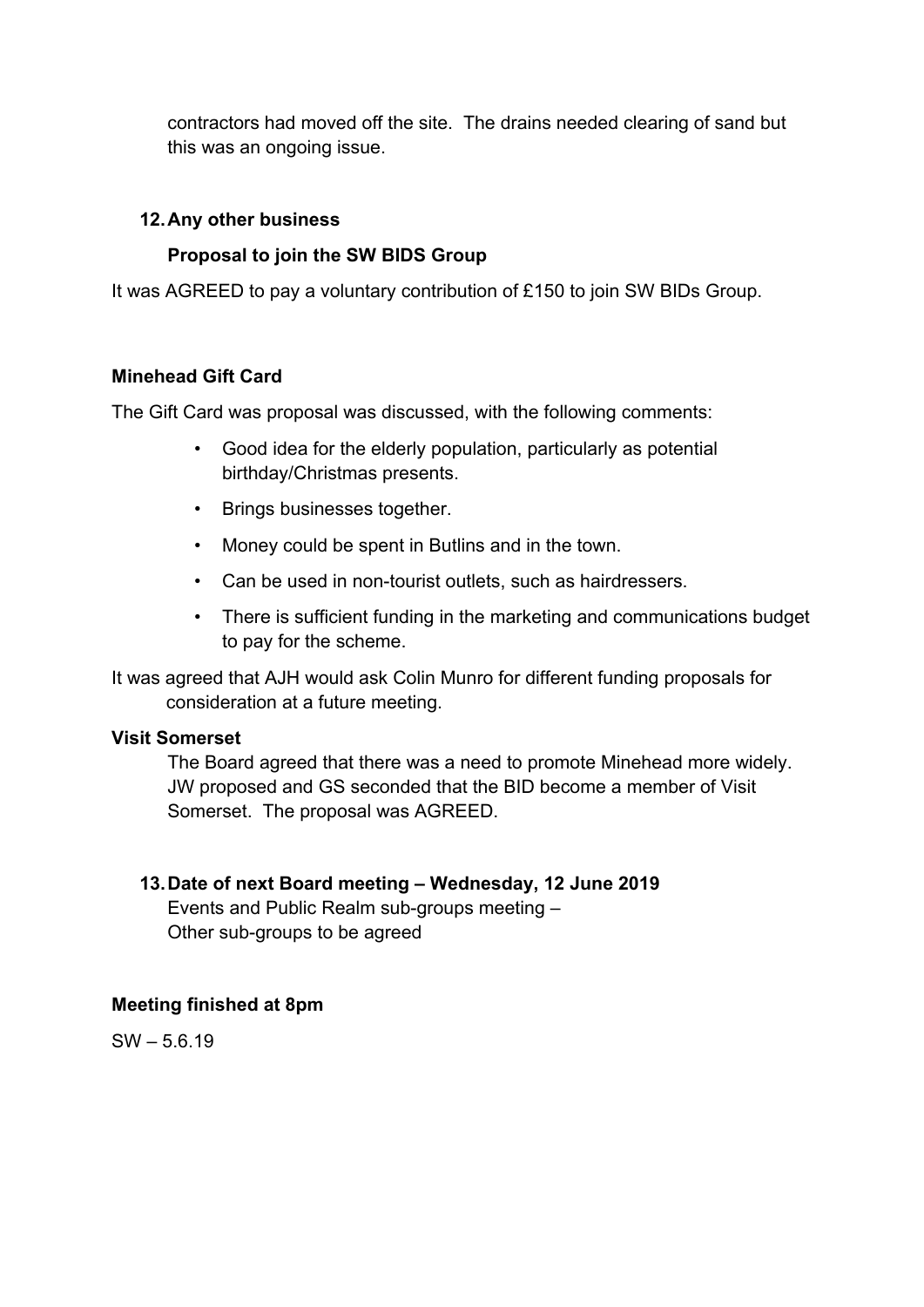contractors had moved off the site. The drains needed clearing of sand but this was an ongoing issue.

**12. Any other business**

**Proposal to join the SW BIDS Group**

It was AGREED to pay a voluntary contribution of £150 to join SW BIDs Group.

**Minehead Gift Card**

The Gift Card was proposal was discussed, with the following comments:

- Good idea for the elderly population, particularly as potential birthday/Christmas presents.
- Brings businesses together.
- Money could be spent in Butlins and in the town.
- Can be used in non-tourist outlets, such as hairdressers.
- There is sufficient funding in the marketing and communications budget to pay for the scheme.

It was agreed that AJH would ask Colin Munro for different funding proposals for consideration at a future meeting.

**Visit Somerset**

The Board agreed that there was a need to promote Minehead more widely. JW proposed and GS seconded that the BID become a member of Visit Somerset. The proposal was AGREED.

**13. Date of next Board meeting – Wednesday, 12 June 2019**

Events and Public Realm sub-groups meeting –
Other sub-groups to be agreed

**Meeting finished at 8pm**

SW – 5.6.19